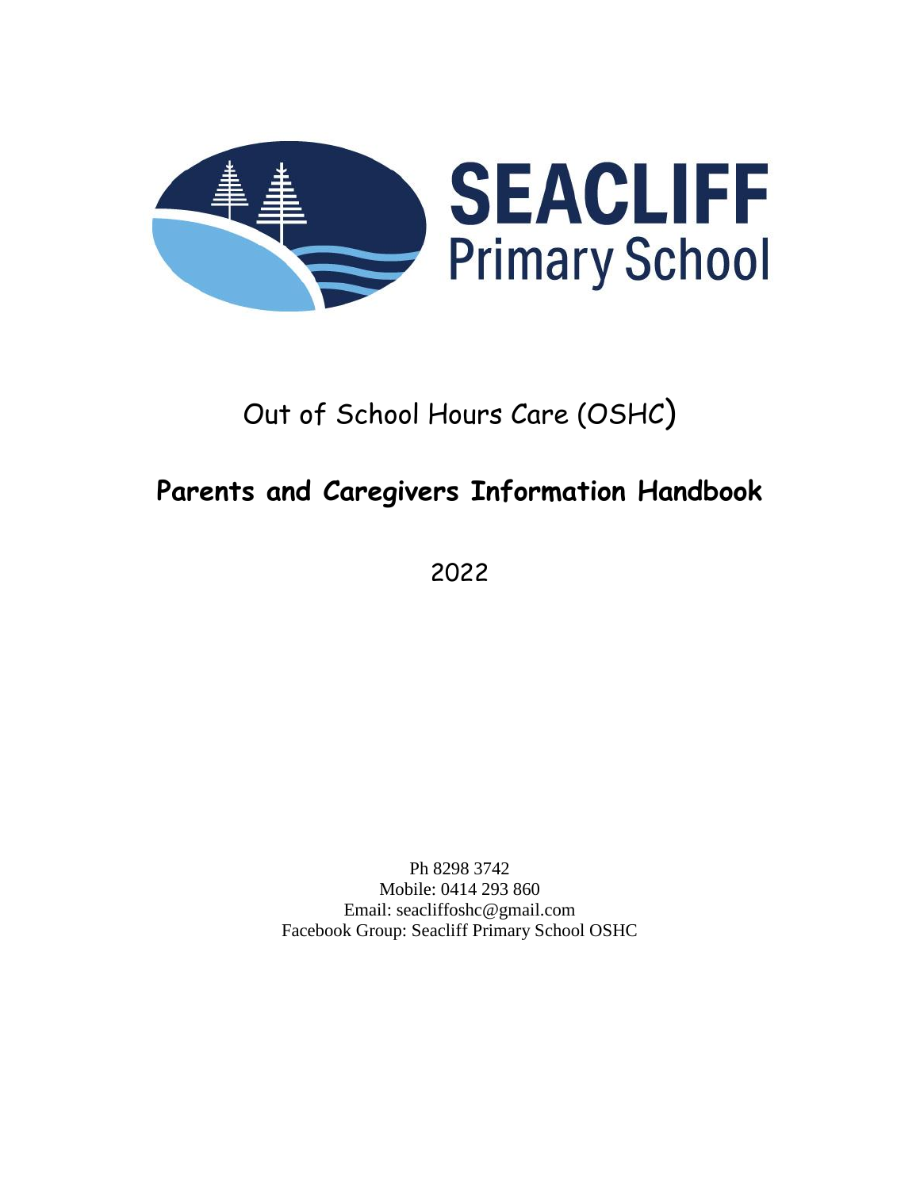# SEACLIFF Primary School

Out of School Hours Care (OSHC)

## Parents and Caregivers Information Handbook

2022

Ph 8298 3742
Mobile: 0414 293 860
Email: seacliffoshc@gmail.com
Facebook Group: Seacliff Primary School OSHC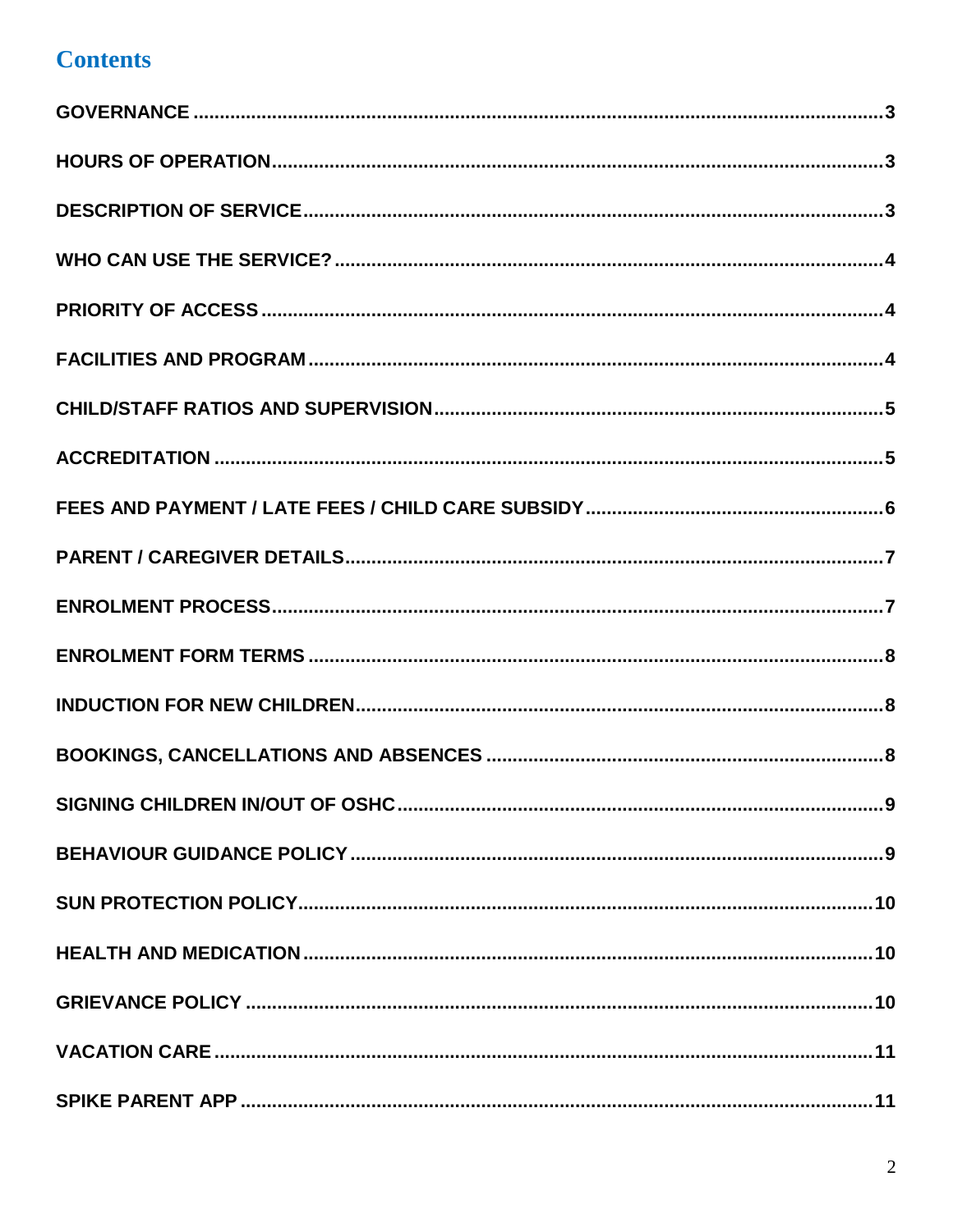## Contents

GOVERNANCE ..... 3

HOURS OF OPERATION ..... 3

DESCRIPTION OF SERVICE ..... 3

WHO CAN USE THE SERVICE? ..... 4

PRIORITY OF ACCESS ..... 4

FACILITIES AND PROGRAM ..... 4

CHILD/STAFF RATIOS AND SUPERVISION ..... 5

ACCREDITATION ..... 5

FEES AND PAYMENT / LATE FEES / CHILD CARE SUBSIDY ..... 6

PARENT / CAREGIVER DETAILS ..... 7

ENROLMENT PROCESS ..... 7

ENROLMENT FORM TERMS ..... 8

INDUCTION FOR NEW CHILDREN ..... 8

BOOKINGS, CANCELLATIONS AND ABSENCES ..... 8

SIGNING CHILDREN IN/OUT OF OSHC ..... 9

BEHAVIOUR GUIDANCE POLICY ..... 9

SUN PROTECTION POLICY ..... 10

HEALTH AND MEDICATION ..... 10

GRIEVANCE POLICY ..... 10

VACATION CARE ..... 11

SPIKE PARENT APP ..... 11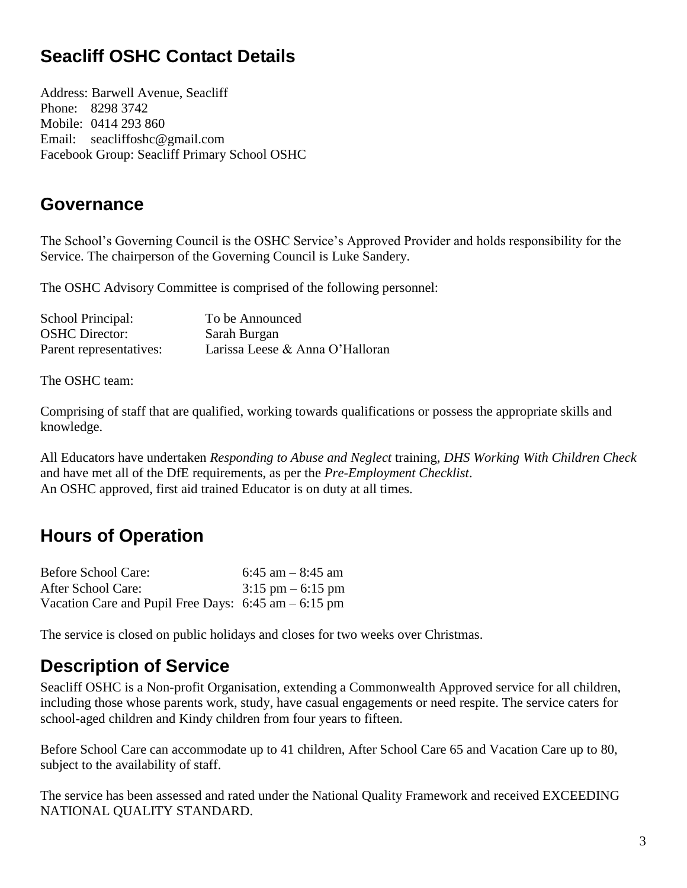## Seacliff OSHC Contact Details

Address: Barwell Avenue, Seacliff
Phone: 8298 3742
Mobile: 0414 293 860
Email: seacliffoshc@gmail.com
Facebook Group: Seacliff Primary School OSHC

## Governance

The School's Governing Council is the OSHC Service's Approved Provider and holds responsibility for the Service. The chairperson of the Governing Council is Luke Sandery.

The OSHC Advisory Committee is comprised of the following personnel:

| | |
|---|---|
| School Principal: | To be Announced |
| OSHC Director: | Sarah Burgan |
| Parent representatives: | Larissa Leese & Anna O'Halloran |

The OSHC team:

Comprising of staff that are qualified, working towards qualifications or possess the appropriate skills and knowledge.

All Educators have undertaken *Responding to Abuse and Neglect* training, *DHS Working With Children Check* and have met all of the DfE requirements, as per the *Pre-Employment Checklist*.
An OSHC approved, first aid trained Educator is on duty at all times.

## Hours of Operation

| | |
|---|---|
| Before School Care: | 6:45 am – 8:45 am |
| After School Care: | 3:15 pm – 6:15 pm |
| Vacation Care and Pupil Free Days: | 6:45 am – 6:15 pm |

The service is closed on public holidays and closes for two weeks over Christmas.

## Description of Service

Seacliff OSHC is a Non-profit Organisation, extending a Commonwealth Approved service for all children, including those whose parents work, study, have casual engagements or need respite. The service caters for school-aged children and Kindy children from four years to fifteen.

Before School Care can accommodate up to 41 children, After School Care 65 and Vacation Care up to 80, subject to the availability of staff.

The service has been assessed and rated under the National Quality Framework and received EXCEEDING NATIONAL QUALITY STANDARD.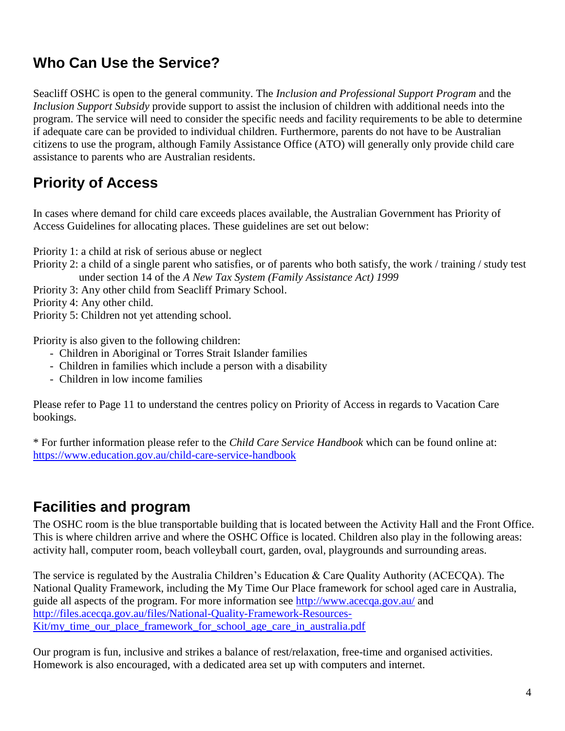## Who Can Use the Service?

Seacliff OSHC is open to the general community. The *Inclusion and Professional Support Program* and the *Inclusion Support Subsidy* provide support to assist the inclusion of children with additional needs into the program. The service will need to consider the specific needs and facility requirements to be able to determine if adequate care can be provided to individual children. Furthermore, parents do not have to be Australian citizens to use the program, although Family Assistance Office (ATO) will generally only provide child care assistance to parents who are Australian residents.

## Priority of Access

In cases where demand for child care exceeds places available, the Australian Government has Priority of Access Guidelines for allocating places. These guidelines are set out below:

Priority 1: a child at risk of serious abuse or neglect
Priority 2: a child of a single parent who satisfies, or of parents who both satisfy, the work / training / study test under section 14 of the *A New Tax System (Family Assistance Act) 1999*
Priority 3: Any other child from Seacliff Primary School.
Priority 4: Any other child.
Priority 5: Children not yet attending school.

Priority is also given to the following children:

- Children in Aboriginal or Torres Strait Islander families
- Children in families which include a person with a disability
- Children in low income families

Please refer to Page 11 to understand the centres policy on Priority of Access in regards to Vacation Care bookings.

* For further information please refer to the *Child Care Service Handbook* which can be found online at: https://www.education.gov.au/child-care-service-handbook

## Facilities and program

The OSHC room is the blue transportable building that is located between the Activity Hall and the Front Office. This is where children arrive and where the OSHC Office is located. Children also play in the following areas: activity hall, computer room, beach volleyball court, garden, oval, playgrounds and surrounding areas.

The service is regulated by the Australia Children's Education & Care Quality Authority (ACECQA). The National Quality Framework, including the My Time Our Place framework for school aged care in Australia, guide all aspects of the program. For more information see http://www.acecqa.gov.au/ and http://files.acecqa.gov.au/files/National-Quality-Framework-Resources-Kit/my_time_our_place_framework_for_school_age_care_in_australia.pdf

Our program is fun, inclusive and strikes a balance of rest/relaxation, free-time and organised activities. Homework is also encouraged, with a dedicated area set up with computers and internet.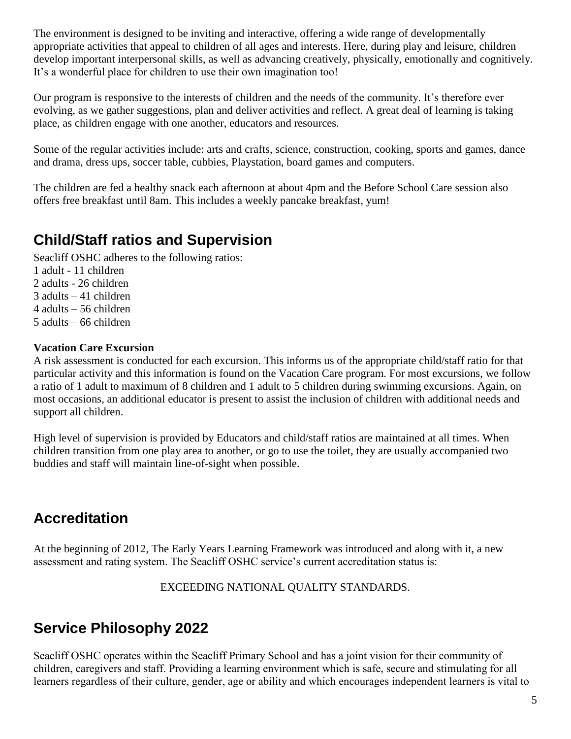The environment is designed to be inviting and interactive, offering a wide range of developmentally appropriate activities that appeal to children of all ages and interests. Here, during play and leisure, children develop important interpersonal skills, as well as advancing creatively, physically, emotionally and cognitively. It's a wonderful place for children to use their own imagination too!

Our program is responsive to the interests of children and the needs of the community. It's therefore ever evolving, as we gather suggestions, plan and deliver activities and reflect. A great deal of learning is taking place, as children engage with one another, educators and resources.

Some of the regular activities include: arts and crafts, science, construction, cooking, sports and games, dance and drama, dress ups, soccer table, cubbies, Playstation, board games and computers.

The children are fed a healthy snack each afternoon at about 4pm and the Before School Care session also offers free breakfast until 8am. This includes a weekly pancake breakfast, yum!

## Child/Staff ratios and Supervision

Seacliff OSHC adheres to the following ratios:
1 adult - 11 children
2 adults - 26 children
3 adults – 41 children
4 adults – 56 children
5 adults – 66 children

**Vacation Care Excursion**

A risk assessment is conducted for each excursion. This informs us of the appropriate child/staff ratio for that particular activity and this information is found on the Vacation Care program. For most excursions, we follow a ratio of 1 adult to maximum of 8 children and 1 adult to 5 children during swimming excursions. Again, on most occasions, an additional educator is present to assist the inclusion of children with additional needs and support all children.

High level of supervision is provided by Educators and child/staff ratios are maintained at all times. When children transition from one play area to another, or go to use the toilet, they are usually accompanied two buddies and staff will maintain line-of-sight when possible.

## Accreditation

At the beginning of 2012, The Early Years Learning Framework was introduced and along with it, a new assessment and rating system. The Seacliff OSHC service's current accreditation status is:

EXCEEDING NATIONAL QUALITY STANDARDS.

## Service Philosophy 2022

Seacliff OSHC operates within the Seacliff Primary School and has a joint vision for their community of children, caregivers and staff. Providing a learning environment which is safe, secure and stimulating for all learners regardless of their culture, gender, age or ability and which encourages independent learners is vital to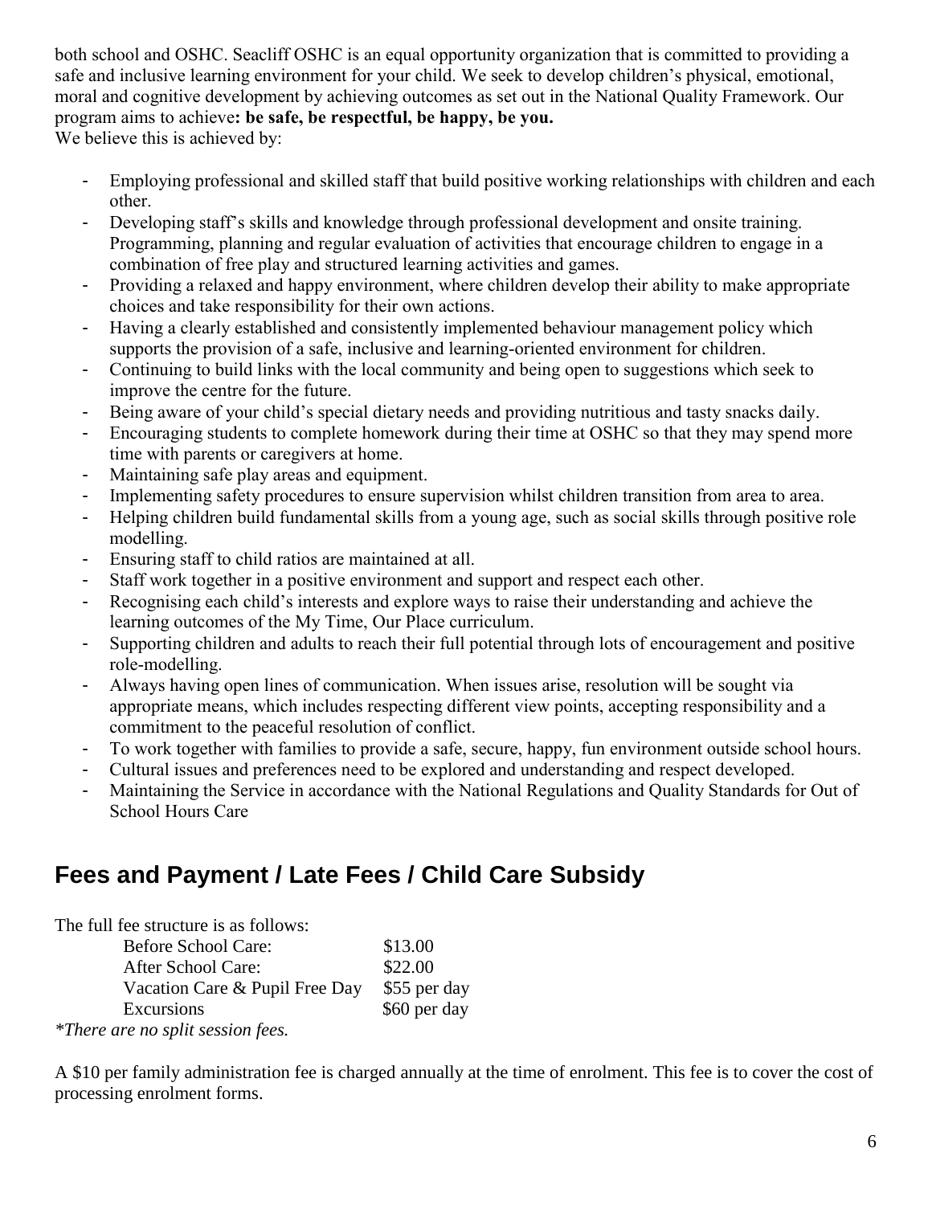both school and OSHC. Seacliff OSHC is an equal opportunity organization that is committed to providing a safe and inclusive learning environment for your child. We seek to develop children's physical, emotional, moral and cognitive development by achieving outcomes as set out in the National Quality Framework. Our program aims to achieve**: be safe, be respectful, be happy, be you.**
We believe this is achieved by:

- Employing professional and skilled staff that build positive working relationships with children and each other.
- Developing staff's skills and knowledge through professional development and onsite training. Programming, planning and regular evaluation of activities that encourage children to engage in a combination of free play and structured learning activities and games.
- Providing a relaxed and happy environment, where children develop their ability to make appropriate choices and take responsibility for their own actions.
- Having a clearly established and consistently implemented behaviour management policy which supports the provision of a safe, inclusive and learning-oriented environment for children.
- Continuing to build links with the local community and being open to suggestions which seek to improve the centre for the future.
- Being aware of your child's special dietary needs and providing nutritious and tasty snacks daily.
- Encouraging students to complete homework during their time at OSHC so that they may spend more time with parents or caregivers at home.
- Maintaining safe play areas and equipment.
- Implementing safety procedures to ensure supervision whilst children transition from area to area.
- Helping children build fundamental skills from a young age, such as social skills through positive role modelling.
- Ensuring staff to child ratios are maintained at all.
- Staff work together in a positive environment and support and respect each other.
- Recognising each child's interests and explore ways to raise their understanding and achieve the learning outcomes of the My Time, Our Place curriculum.
- Supporting children and adults to reach their full potential through lots of encouragement and positive role-modelling.
- Always having open lines of communication. When issues arise, resolution will be sought via appropriate means, which includes respecting different view points, accepting responsibility and a commitment to the peaceful resolution of conflict.
- To work together with families to provide a safe, secure, happy, fun environment outside school hours.
- Cultural issues and preferences need to be explored and understanding and respect developed.
- Maintaining the Service in accordance with the National Regulations and Quality Standards for Out of School Hours Care

## Fees and Payment / Late Fees / Child Care Subsidy

The full fee structure is as follows:

| | |
|---|---|
| Before School Care: | $13.00 |
| After School Care: | $22.00 |
| Vacation Care & Pupil Free Day | $55 per day |
| Excursions | $60 per day |

*\*There are no split session fees.*

A $10 per family administration fee is charged annually at the time of enrolment. This fee is to cover the cost of processing enrolment forms.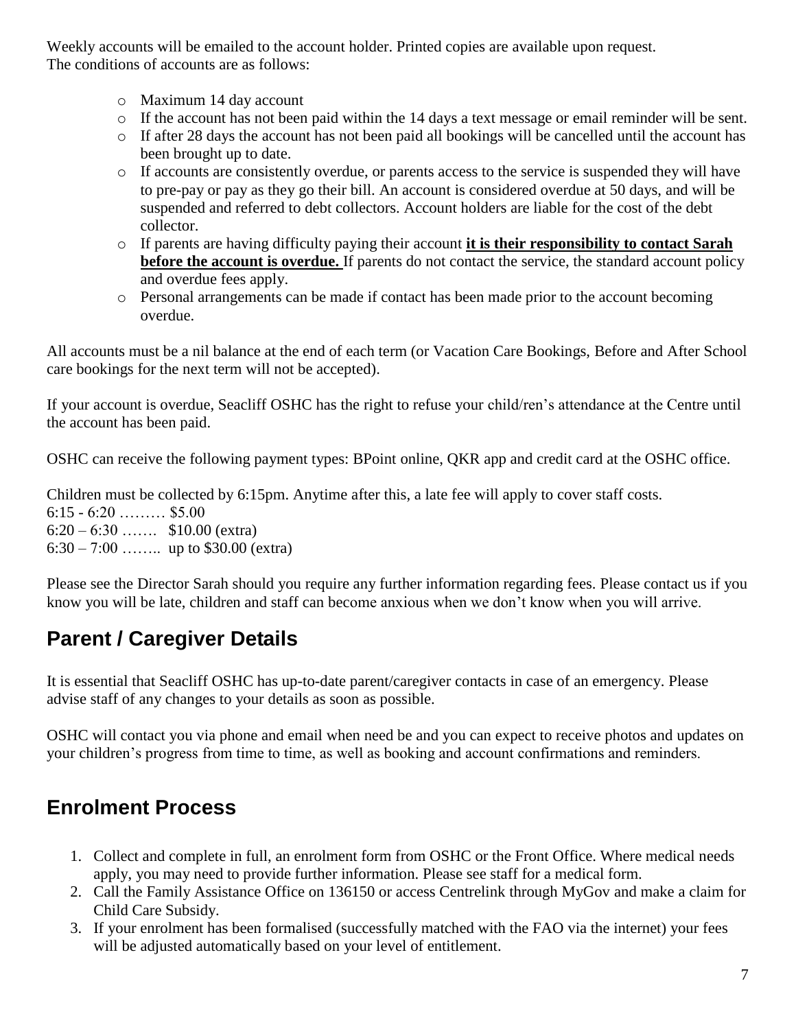Weekly accounts will be emailed to the account holder. Printed copies are available upon request.
The conditions of accounts are as follows:

- Maximum 14 day account
- If the account has not been paid within the 14 days a text message or email reminder will be sent.
- If after 28 days the account has not been paid all bookings will be cancelled until the account has been brought up to date.
- If accounts are consistently overdue, or parents access to the service is suspended they will have to pre-pay or pay as they go their bill. An account is considered overdue at 50 days, and will be suspended and referred to debt collectors. Account holders are liable for the cost of the debt collector.
- If parents are having difficulty paying their account **it is their responsibility to contact Sarah before the account is overdue.** If parents do not contact the service, the standard account policy and overdue fees apply.
- Personal arrangements can be made if contact has been made prior to the account becoming overdue.

All accounts must be a nil balance at the end of each term (or Vacation Care Bookings, Before and After School care bookings for the next term will not be accepted).

If your account is overdue, Seacliff OSHC has the right to refuse your child/ren's attendance at the Centre until the account has been paid.

OSHC can receive the following payment types: BPoint online, QKR app and credit card at the OSHC office.

Children must be collected by 6:15pm. Anytime after this, a late fee will apply to cover staff costs.
6:15 - 6:20 ……… $5.00
6:20 – 6:30 ……. $10.00 (extra)
6:30 – 7:00 …….. up to $30.00 (extra)

Please see the Director Sarah should you require any further information regarding fees. Please contact us if you know you will be late, children and staff can become anxious when we don't know when you will arrive.

## Parent / Caregiver Details

It is essential that Seacliff OSHC has up-to-date parent/caregiver contacts in case of an emergency. Please advise staff of any changes to your details as soon as possible.

OSHC will contact you via phone and email when need be and you can expect to receive photos and updates on your children's progress from time to time, as well as booking and account confirmations and reminders.

## Enrolment Process

1. Collect and complete in full, an enrolment form from OSHC or the Front Office. Where medical needs apply, you may need to provide further information. Please see staff for a medical form.
2. Call the Family Assistance Office on 136150 or access Centrelink through MyGov and make a claim for Child Care Subsidy.
3. If your enrolment has been formalised (successfully matched with the FAO via the internet) your fees will be adjusted automatically based on your level of entitlement.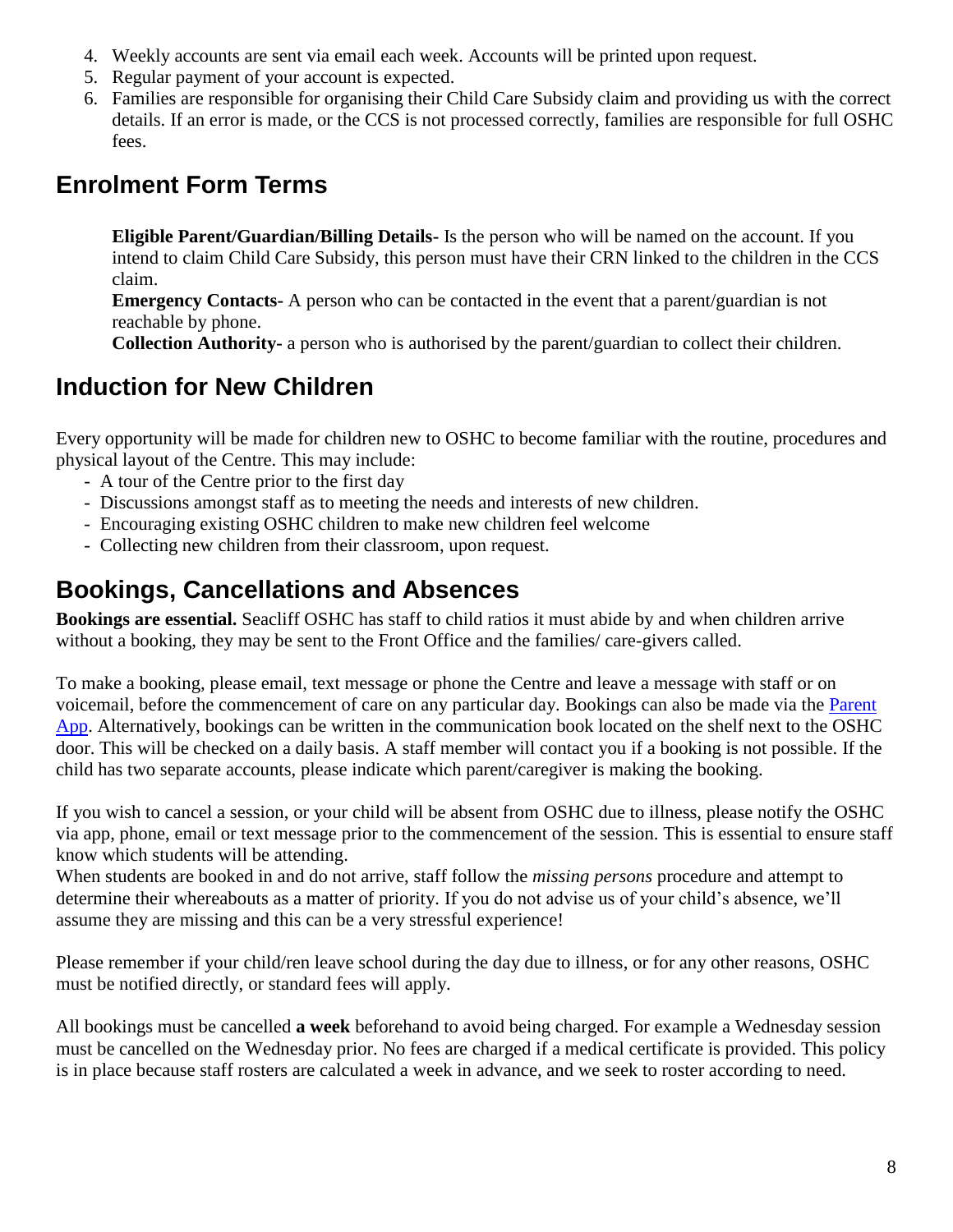4. Weekly accounts are sent via email each week. Accounts will be printed upon request.
5. Regular payment of your account is expected.
6. Families are responsible for organising their Child Care Subsidy claim and providing us with the correct details. If an error is made, or the CCS is not processed correctly, families are responsible for full OSHC fees.

## Enrolment Form Terms

**Eligible Parent/Guardian/Billing Details-** Is the person who will be named on the account. If you intend to claim Child Care Subsidy, this person must have their CRN linked to the children in the CCS claim.
**Emergency Contacts-** A person who can be contacted in the event that a parent/guardian is not reachable by phone.
**Collection Authority-** a person who is authorised by the parent/guardian to collect their children.

## Induction for New Children

Every opportunity will be made for children new to OSHC to become familiar with the routine, procedures and physical layout of the Centre. This may include:

- A tour of the Centre prior to the first day
- Discussions amongst staff as to meeting the needs and interests of new children.
- Encouraging existing OSHC children to make new children feel welcome
- Collecting new children from their classroom, upon request.

## Bookings, Cancellations and Absences

**Bookings are essential.** Seacliff OSHC has staff to child ratios it must abide by and when children arrive without a booking, they may be sent to the Front Office and the families/ care-givers called.

To make a booking, please email, text message or phone the Centre and leave a message with staff or on voicemail, before the commencement of care on any particular day. Bookings can also be made via the Parent App. Alternatively, bookings can be written in the communication book located on the shelf next to the OSHC door. This will be checked on a daily basis. A staff member will contact you if a booking is not possible. If the child has two separate accounts, please indicate which parent/caregiver is making the booking.

If you wish to cancel a session, or your child will be absent from OSHC due to illness, please notify the OSHC via app, phone, email or text message prior to the commencement of the session. This is essential to ensure staff know which students will be attending.
When students are booked in and do not arrive, staff follow the *missing persons* procedure and attempt to determine their whereabouts as a matter of priority. If you do not advise us of your child's absence, we'll assume they are missing and this can be a very stressful experience!

Please remember if your child/ren leave school during the day due to illness, or for any other reasons, OSHC must be notified directly, or standard fees will apply.

All bookings must be cancelled **a week** beforehand to avoid being charged. For example a Wednesday session must be cancelled on the Wednesday prior. No fees are charged if a medical certificate is provided. This policy is in place because staff rosters are calculated a week in advance, and we seek to roster according to need.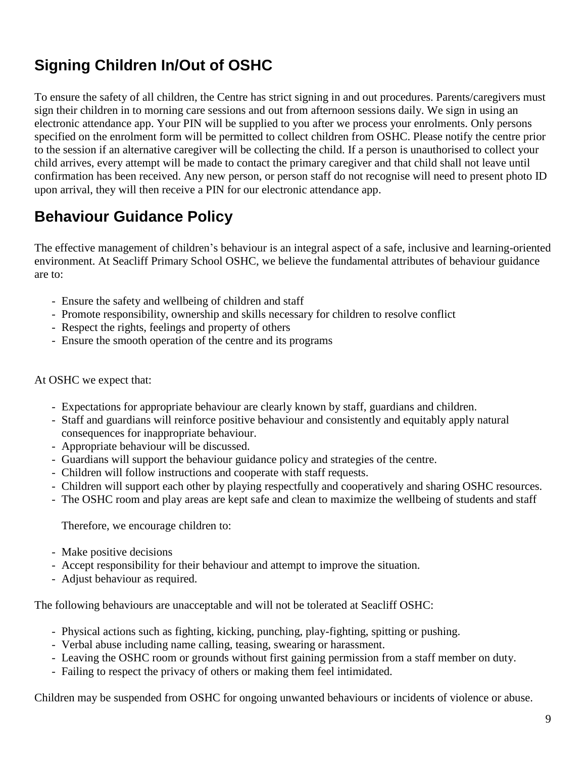## Signing Children In/Out of OSHC

To ensure the safety of all children, the Centre has strict signing in and out procedures. Parents/caregivers must sign their children in to morning care sessions and out from afternoon sessions daily. We sign in using an electronic attendance app. Your PIN will be supplied to you after we process your enrolments. Only persons specified on the enrolment form will be permitted to collect children from OSHC. Please notify the centre prior to the session if an alternative caregiver will be collecting the child. If a person is unauthorised to collect your child arrives, every attempt will be made to contact the primary caregiver and that child shall not leave until confirmation has been received. Any new person, or person staff do not recognise will need to present photo ID upon arrival, they will then receive a PIN for our electronic attendance app.

## Behaviour Guidance Policy

The effective management of children's behaviour is an integral aspect of a safe, inclusive and learning-oriented environment. At Seacliff Primary School OSHC, we believe the fundamental attributes of behaviour guidance are to:

- Ensure the safety and wellbeing of children and staff
- Promote responsibility, ownership and skills necessary for children to resolve conflict
- Respect the rights, feelings and property of others
- Ensure the smooth operation of the centre and its programs

At OSHC we expect that:

- Expectations for appropriate behaviour are clearly known by staff, guardians and children.
- Staff and guardians will reinforce positive behaviour and consistently and equitably apply natural consequences for inappropriate behaviour.
- Appropriate behaviour will be discussed.
- Guardians will support the behaviour guidance policy and strategies of the centre.
- Children will follow instructions and cooperate with staff requests.
- Children will support each other by playing respectfully and cooperatively and sharing OSHC resources.
- The OSHC room and play areas are kept safe and clean to maximize the wellbeing of students and staff

Therefore, we encourage children to:

- Make positive decisions
- Accept responsibility for their behaviour and attempt to improve the situation.
- Adjust behaviour as required.

The following behaviours are unacceptable and will not be tolerated at Seacliff OSHC:

- Physical actions such as fighting, kicking, punching, play-fighting, spitting or pushing.
- Verbal abuse including name calling, teasing, swearing or harassment.
- Leaving the OSHC room or grounds without first gaining permission from a staff member on duty.
- Failing to respect the privacy of others or making them feel intimidated.

Children may be suspended from OSHC for ongoing unwanted behaviours or incidents of violence or abuse.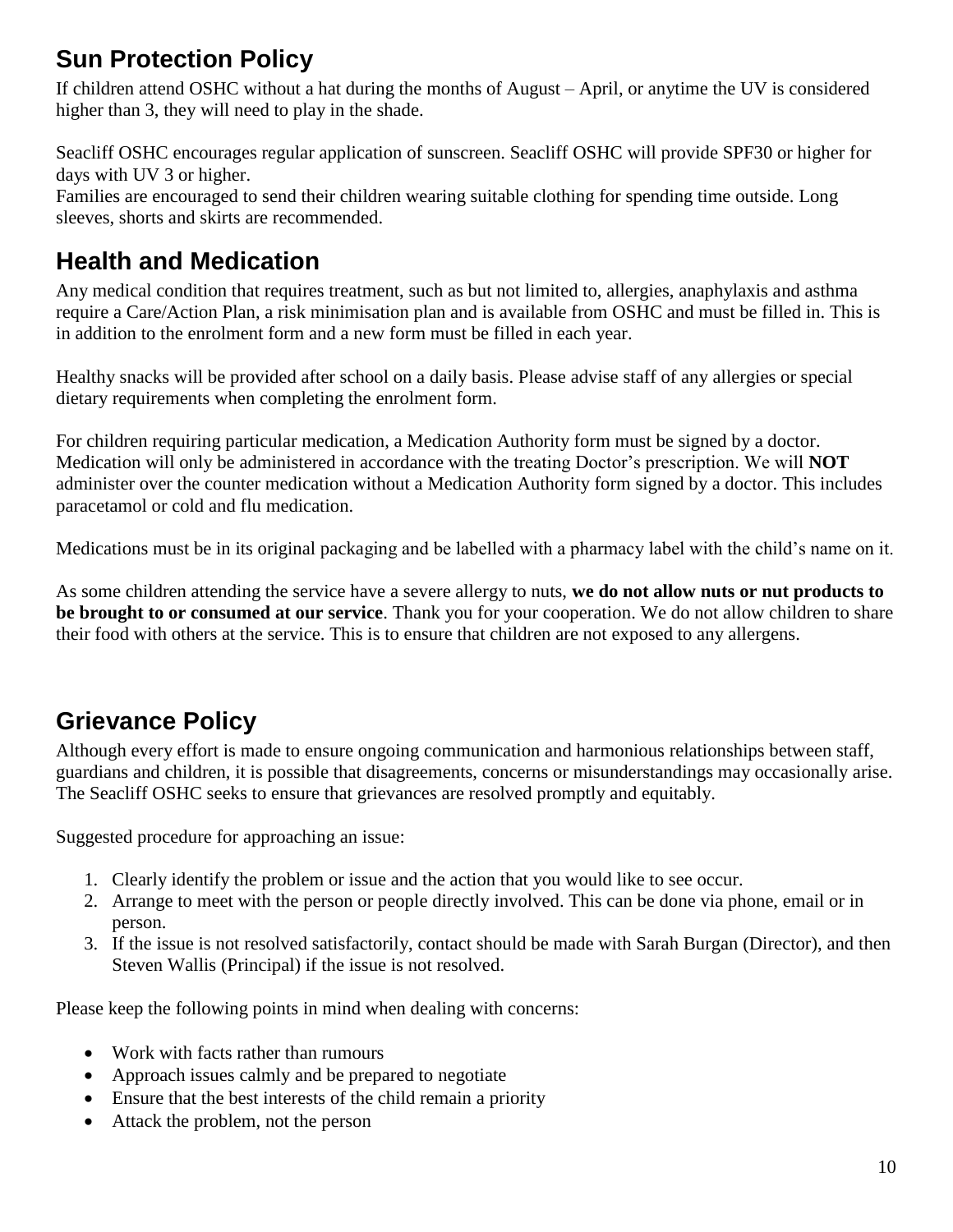## Sun Protection Policy

If children attend OSHC without a hat during the months of August – April, or anytime the UV is considered higher than 3, they will need to play in the shade.

Seacliff OSHC encourages regular application of sunscreen. Seacliff OSHC will provide SPF30 or higher for days with UV 3 or higher.
Families are encouraged to send their children wearing suitable clothing for spending time outside. Long sleeves, shorts and skirts are recommended.

## Health and Medication

Any medical condition that requires treatment, such as but not limited to, allergies, anaphylaxis and asthma require a Care/Action Plan, a risk minimisation plan and is available from OSHC and must be filled in. This is in addition to the enrolment form and a new form must be filled in each year.

Healthy snacks will be provided after school on a daily basis. Please advise staff of any allergies or special dietary requirements when completing the enrolment form.

For children requiring particular medication, a Medication Authority form must be signed by a doctor. Medication will only be administered in accordance with the treating Doctor's prescription. We will **NOT** administer over the counter medication without a Medication Authority form signed by a doctor. This includes paracetamol or cold and flu medication.

Medications must be in its original packaging and be labelled with a pharmacy label with the child's name on it.

As some children attending the service have a severe allergy to nuts, **we do not allow nuts or nut products to be brought to or consumed at our service**. Thank you for your cooperation. We do not allow children to share their food with others at the service. This is to ensure that children are not exposed to any allergens.

## Grievance Policy

Although every effort is made to ensure ongoing communication and harmonious relationships between staff, guardians and children, it is possible that disagreements, concerns or misunderstandings may occasionally arise. The Seacliff OSHC seeks to ensure that grievances are resolved promptly and equitably.

Suggested procedure for approaching an issue:

1. Clearly identify the problem or issue and the action that you would like to see occur.
2. Arrange to meet with the person or people directly involved. This can be done via phone, email or in person.
3. If the issue is not resolved satisfactorily, contact should be made with Sarah Burgan (Director), and then Steven Wallis (Principal) if the issue is not resolved.

Please keep the following points in mind when dealing with concerns:

- Work with facts rather than rumours
- Approach issues calmly and be prepared to negotiate
- Ensure that the best interests of the child remain a priority
- Attack the problem, not the person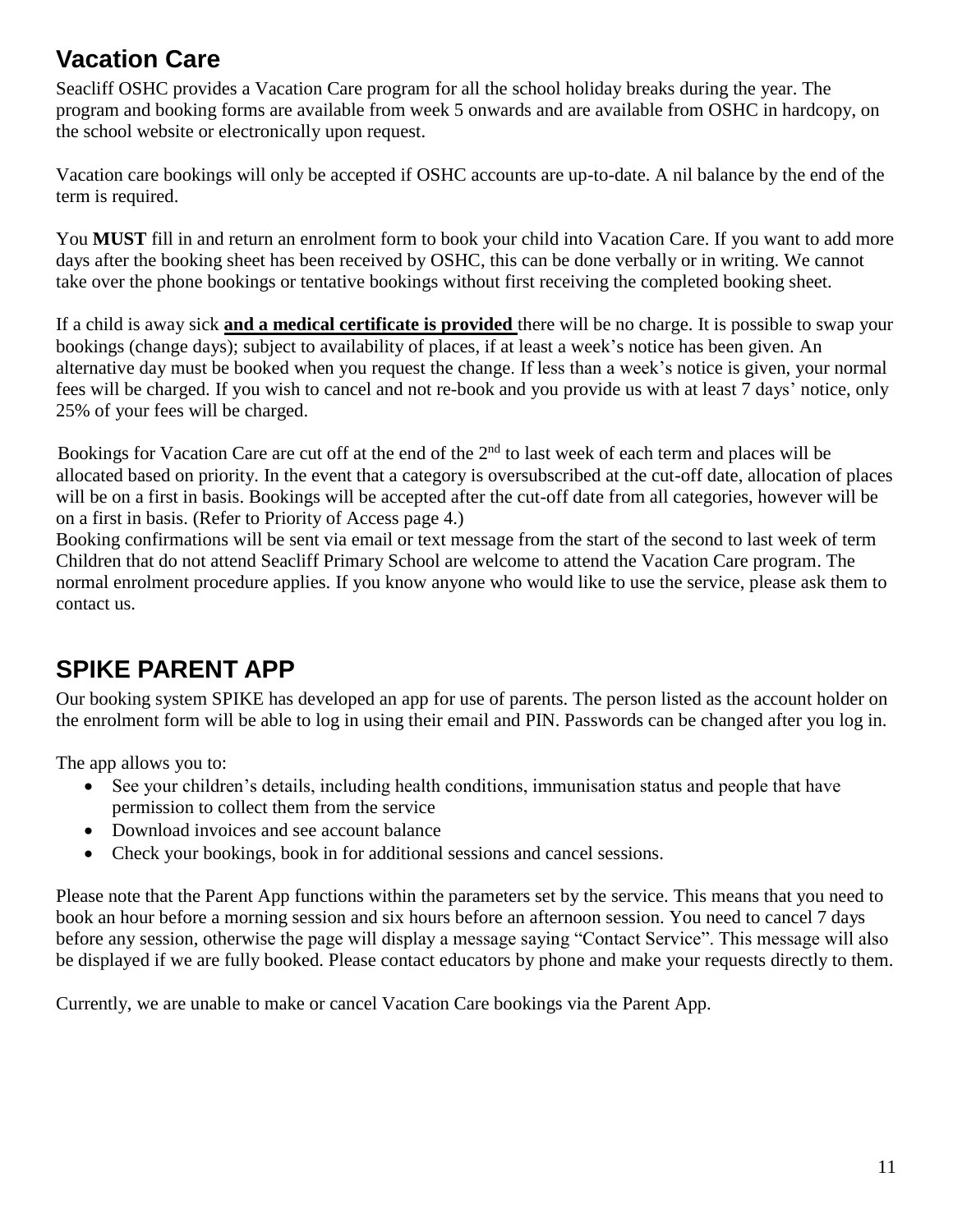## Vacation Care

Seacliff OSHC provides a Vacation Care program for all the school holiday breaks during the year. The program and booking forms are available from week 5 onwards and are available from OSHC in hardcopy, on the school website or electronically upon request.

Vacation care bookings will only be accepted if OSHC accounts are up-to-date. A nil balance by the end of the term is required.

You **MUST** fill in and return an enrolment form to book your child into Vacation Care. If you want to add more days after the booking sheet has been received by OSHC, this can be done verbally or in writing. We cannot take over the phone bookings or tentative bookings without first receiving the completed booking sheet.

If a child is away sick **and a medical certificate is provided** there will be no charge. It is possible to swap your bookings (change days); subject to availability of places, if at least a week's notice has been given. An alternative day must be booked when you request the change. If less than a week's notice is given, your normal fees will be charged. If you wish to cancel and not re-book and you provide us with at least 7 days' notice, only 25% of your fees will be charged.

Bookings for Vacation Care are cut off at the end of the 2nd to last week of each term and places will be allocated based on priority. In the event that a category is oversubscribed at the cut-off date, allocation of places will be on a first in basis. Bookings will be accepted after the cut-off date from all categories, however will be on a first in basis. (Refer to Priority of Access page 4.)

Booking confirmations will be sent via email or text message from the start of the second to last week of term Children that do not attend Seacliff Primary School are welcome to attend the Vacation Care program. The normal enrolment procedure applies. If you know anyone who would like to use the service, please ask them to contact us.

## SPIKE PARENT APP

Our booking system SPIKE has developed an app for use of parents. The person listed as the account holder on the enrolment form will be able to log in using their email and PIN. Passwords can be changed after you log in.

The app allows you to:

- See your children's details, including health conditions, immunisation status and people that have permission to collect them from the service
- Download invoices and see account balance
- Check your bookings, book in for additional sessions and cancel sessions.

Please note that the Parent App functions within the parameters set by the service. This means that you need to book an hour before a morning session and six hours before an afternoon session. You need to cancel 7 days before any session, otherwise the page will display a message saying "Contact Service". This message will also be displayed if we are fully booked. Please contact educators by phone and make your requests directly to them.

Currently, we are unable to make or cancel Vacation Care bookings via the Parent App.